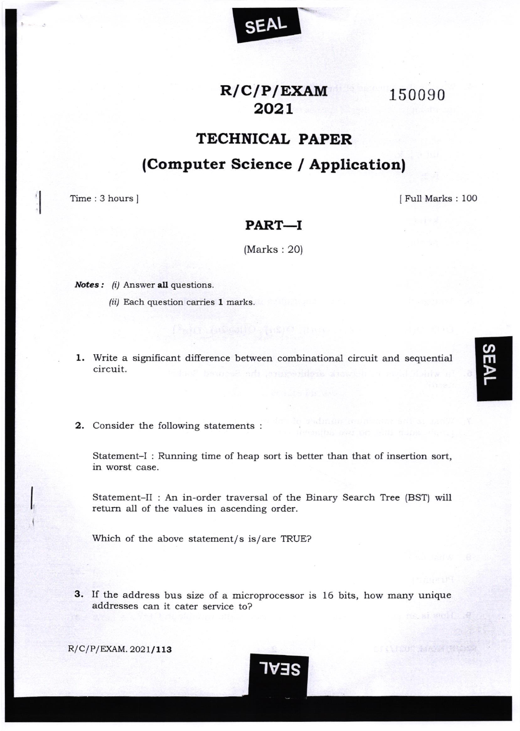# R/C/P/EXAM 2021

150090

## TECHNICAL PAPER

## (Computer Science / Application)

Time : 3 hours ] [ Full Marks : 100

### PART—I

(Marks : 20)

***Notes :*** *(i)* Answer **all** questions.

*(ii)* Each question carries **1** marks.

**1.** Write a significant difference between combinational circuit and sequential circuit.

**2.** Consider the following statements :

Statement–I : Running time of heap sort is better than that of insertion sort, in worst case.

Statement–II : An in-order traversal of the Binary Search Tree (BST) will return all of the values in ascending order.

Which of the above statement/s is/are TRUE?

**3.** If the address bus size of a microprocessor is 16 bits, how many unique addresses can it cater service to?

R/C/P/EXAM. 2021/**113**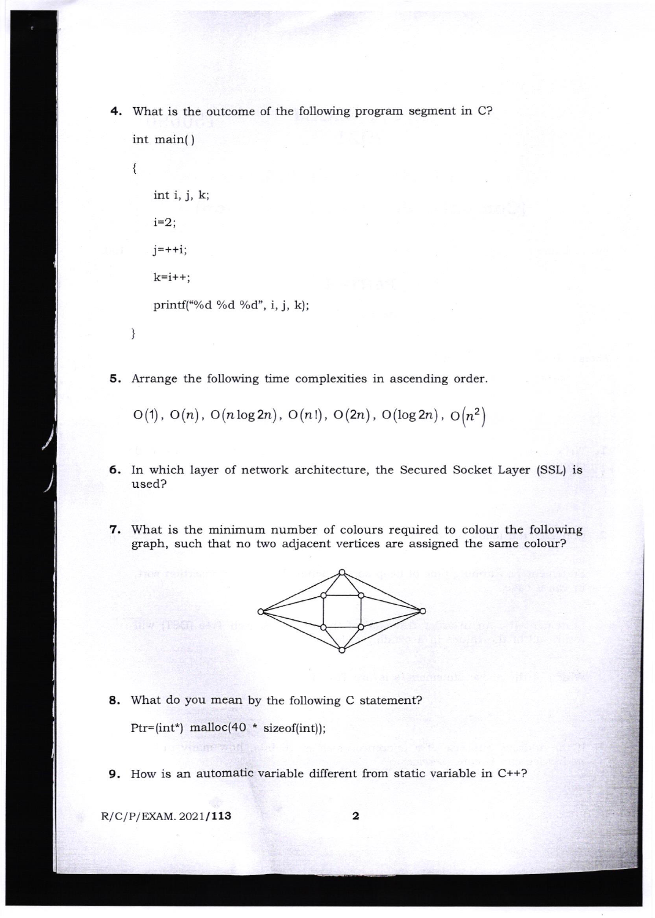**4.** What is the outcome of the following program segment in C?

```
int main( )

{

    int i, j, k;

    i=2;

    j=++i;

    k=i++;

    printf("%d %d %d", i, j, k);

}
```

**5.** Arrange the following time complexities in ascending order.

$$O(1),\ O(n),\ O(n\log 2n),\ O(n!),\ O(2n),\ O(\log 2n),\ O(n^2)$$

**6.** In which layer of network architecture, the Secured Socket Layer (SSL) is used?

**7.** What is the minimum number of colours required to colour the following graph, such that no two adjacent vertices are assigned the same colour?

**8.** What do you mean by the following C statement?

```
Ptr=(int*) malloc(40 * sizeof(int));
```

**9.** How is an automatic variable different from static variable in C++?

R/C/P/EXAM. 2021/**113**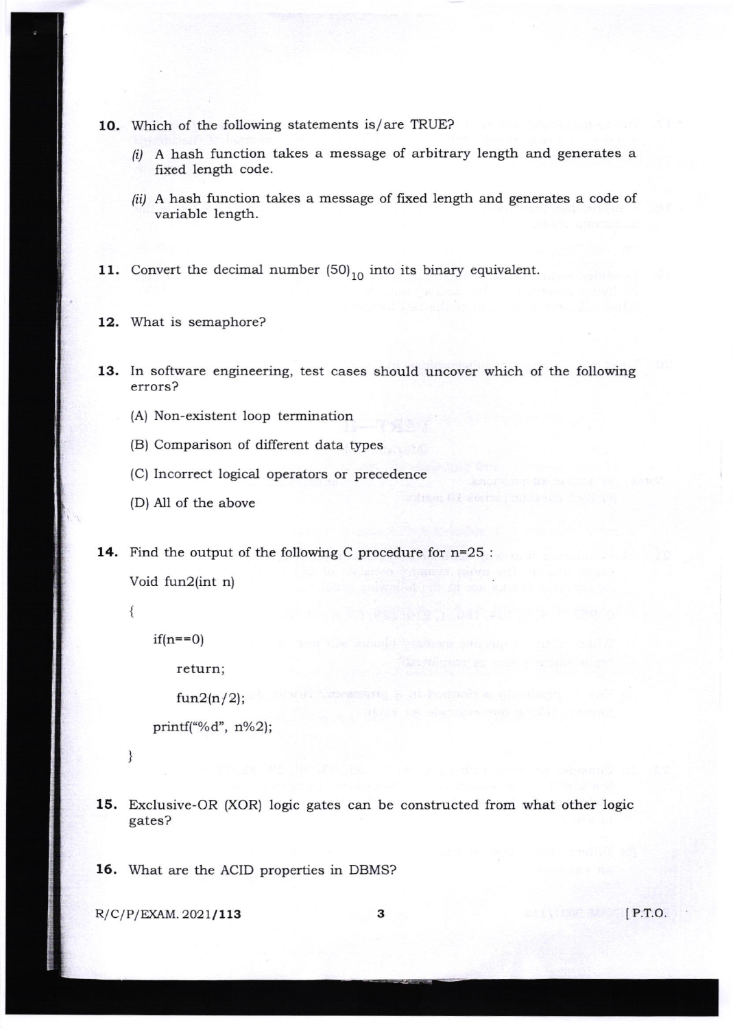10. Which of the following statements is/are TRUE?

    *(i)* A hash function takes a message of arbitrary length and generates a fixed length code.

    *(ii)* A hash function takes a message of fixed length and generates a code of variable length.

11. Convert the decimal number $(50)_{10}$ into its binary equivalent.

12. What is semaphore?

13. In software engineering, test cases should uncover which of the following errors?

    (A) Non-existent loop termination

    (B) Comparison of different data types

    (C) Incorrect logical operators or precedence

    (D) All of the above

14. Find the output of the following C procedure for n=25 :

```
Void fun2(int n)
{
    if(n==0)
        return;
        fun2(n/2);
    printf("%d", n%2);
}
```

15. Exclusive-OR (XOR) logic gates can be constructed from what other logic gates?

16. What are the ACID properties in DBMS?